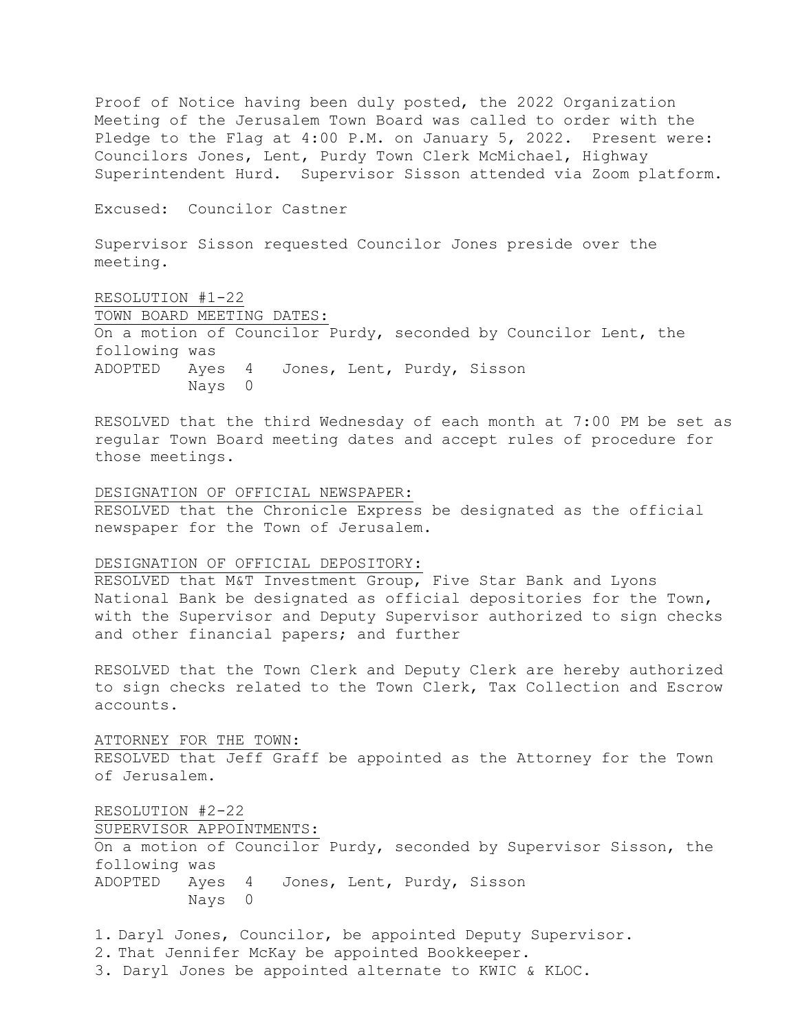Proof of Notice having been duly posted, the 2022 Organization Meeting of the Jerusalem Town Board was called to order with the Pledge to the Flag at 4:00 P.M. on January 5, 2022. Present were: Councilors Jones, Lent, Purdy Town Clerk McMichael, Highway Superintendent Hurd. Supervisor Sisson attended via Zoom platform.

Excused: Councilor Castner

Supervisor Sisson requested Councilor Jones preside over the meeting.

RESOLUTION #1-22

TOWN BOARD MEETING DATES:

On a motion of Councilor Purdy, seconded by Councilor Lent, the following was

ADOPTED Ayes 4 Jones, Lent, Purdy, Sisson
Nays 0

RESOLVED that the third Wednesday of each month at 7:00 PM be set as regular Town Board meeting dates and accept rules of procedure for those meetings.

DESIGNATION OF OFFICIAL NEWSPAPER:

RESOLVED that the Chronicle Express be designated as the official newspaper for the Town of Jerusalem.

DESIGNATION OF OFFICIAL DEPOSITORY:

RESOLVED that M&T Investment Group, Five Star Bank and Lyons National Bank be designated as official depositories for the Town, with the Supervisor and Deputy Supervisor authorized to sign checks and other financial papers; and further

RESOLVED that the Town Clerk and Deputy Clerk are hereby authorized to sign checks related to the Town Clerk, Tax Collection and Escrow accounts.

ATTORNEY FOR THE TOWN:

RESOLVED that Jeff Graff be appointed as the Attorney for the Town of Jerusalem.

RESOLUTION #2-22

SUPERVISOR APPOINTMENTS:

On a motion of Councilor Purdy, seconded by Supervisor Sisson, the following was

ADOPTED Ayes 4 Jones, Lent, Purdy, Sisson
Nays 0

1. Daryl Jones, Councilor, be appointed Deputy Supervisor.
2. That Jennifer McKay be appointed Bookkeeper.
3. Daryl Jones be appointed alternate to KWIC & KLOC.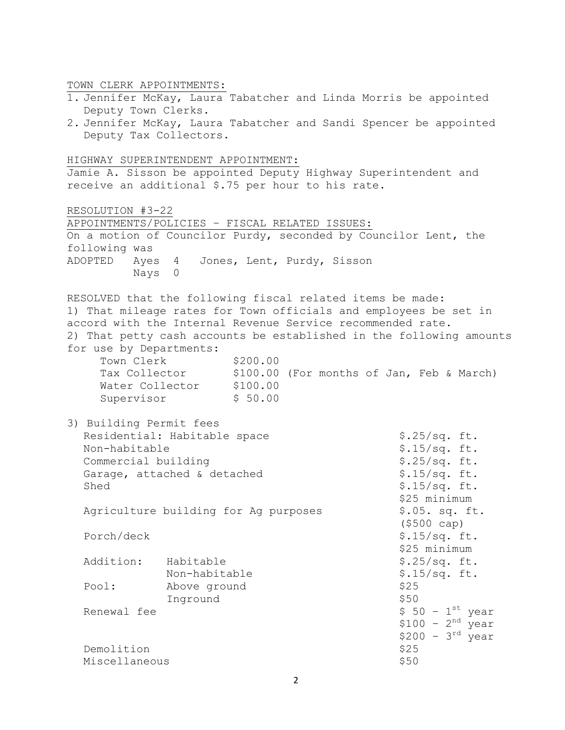TOWN CLERK APPOINTMENTS:

1. Jennifer McKay, Laura Tabatcher and Linda Morris be appointed Deputy Town Clerks.
2. Jennifer McKay, Laura Tabatcher and Sandi Spencer be appointed Deputy Tax Collectors.

HIGHWAY SUPERINTENDENT APPOINTMENT:

Jamie A. Sisson be appointed Deputy Highway Superintendent and receive an additional $.75 per hour to his rate.

RESOLUTION #3-22

APPOINTMENTS/POLICIES – FISCAL RELATED ISSUES:

On a motion of Councilor Purdy, seconded by Councilor Lent, the following was

ADOPTED Ayes 4 Jones, Lent, Purdy, Sisson
Nays 0

RESOLVED that the following fiscal related items be made:

1) That mileage rates for Town officials and employees be set in accord with the Internal Revenue Service recommended rate.

2) That petty cash accounts be established in the following amounts for use by Departments:

| | | |
|---|---|---|
| Town Clerk | $200.00 | |
| Tax Collector | $100.00 | (For months of Jan, Feb & March) |
| Water Collector | $100.00 | |
| Supervisor | $ 50.00 | |

3) Building Permit fees

| | | |
|---|---|---|
| Residential: Habitable space | | $.25/sq. ft. |
| Non-habitable | | $.15/sq. ft. |
| Commercial building | | $.25/sq. ft. |
| Garage, attached & detached | | $.15/sq. ft. |
| Shed | | $.15/sq. ft. $25 minimum |
| Agriculture building for Ag purposes | | $.05. sq. ft. ($500 cap) |
| Porch/deck | | $.15/sq. ft. $25 minimum |
| Addition: | Habitable | $.25/sq. ft. |
| | Non-habitable | $.15/sq. ft. |
| Pool: | Above ground | $25 |
| | Inground | $50 |
| Renewal fee | | $ 50 – 1st year |
| | | $100 – 2nd year |
| | | $200 – 3rd year |
| Demolition | | $25 |
| Miscellaneous | | $50 |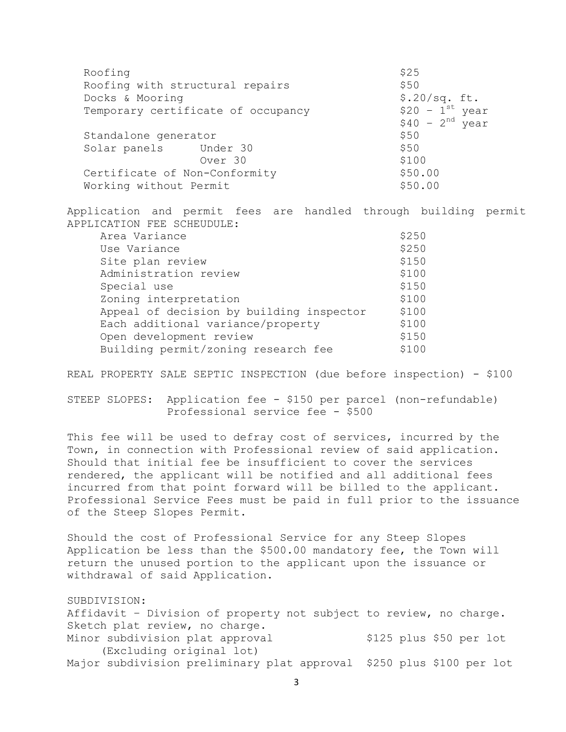| | |
|---|---|
| Roofing | $25 |
| Roofing with structural repairs | $50 |
| Docks & Mooring | $.20/sq. ft. |
| Temporary certificate of occupancy | $20 – 1st year<br>$40 – 2nd year |
| Standalone generator | $50 |
| Solar panels Under 30 | $50 |
| Over 30 | $100 |
| Certificate of Non-Conformity | $50.00 |
| Working without Permit | $50.00 |

Application and permit fees are handled through building permit APPLICATION FEE SCHEUDULE:

| | |
|---|---|
| Area Variance | $250 |
| Use Variance | $250 |
| Site plan review | $150 |
| Administration review | $100 |
| Special use | $150 |
| Zoning interpretation | $100 |
| Appeal of decision by building inspector | $100 |
| Each additional variance/property | $100 |
| Open development review | $150 |
| Building permit/zoning research fee | $100 |

REAL PROPERTY SALE SEPTIC INSPECTION (due before inspection) - $100

STEEP SLOPES: Application fee - $150 per parcel (non-refundable)
Professional service fee - $500

This fee will be used to defray cost of services, incurred by the Town, in connection with Professional review of said application. Should that initial fee be insufficient to cover the services rendered, the applicant will be notified and all additional fees incurred from that point forward will be billed to the applicant. Professional Service Fees must be paid in full prior to the issuance of the Steep Slopes Permit.

Should the cost of Professional Service for any Steep Slopes Application be less than the $500.00 mandatory fee, the Town will return the unused portion to the applicant upon the issuance or withdrawal of said Application.

SUBDIVISION:
Affidavit – Division of property not subject to review, no charge.
Sketch plat review, no charge.

| | |
|---|---|
| Minor subdivision plat approval (Excluding original lot) | $125 plus $50 per lot |
| Major subdivision preliminary plat approval | $250 plus $100 per lot |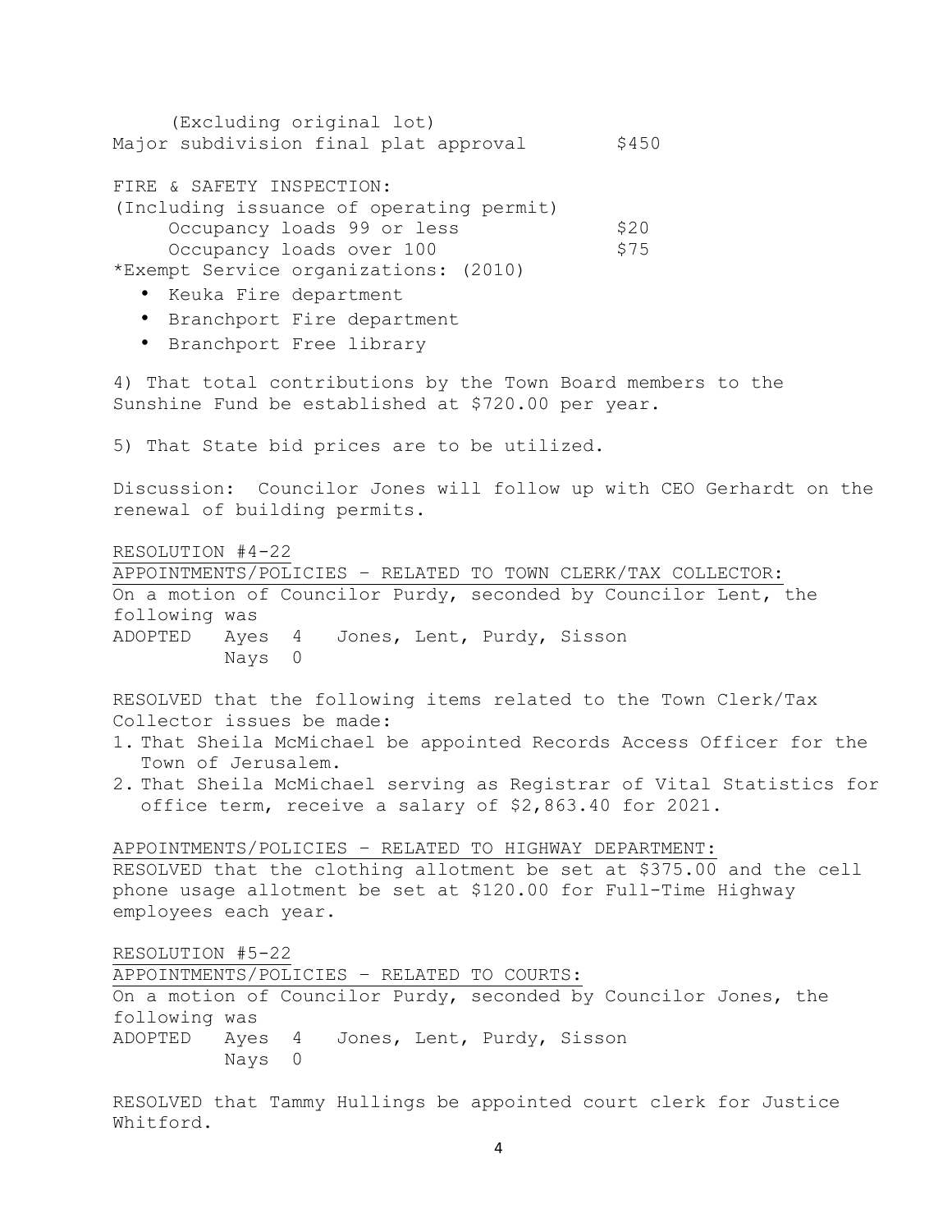(Excluding original lot)

| | |
|---|---|
| Major subdivision final plat approval | $450 |

FIRE & SAFETY INSPECTION:
(Including issuance of operating permit)

| | |
|---|---|
| Occupancy loads 99 or less | $20 |
| Occupancy loads over 100 | $75 |

*Exempt Service organizations: (2010)

- Keuka Fire department
- Branchport Fire department
- Branchport Free library

4) That total contributions by the Town Board members to the Sunshine Fund be established at $720.00 per year.

5) That State bid prices are to be utilized.

Discussion: Councilor Jones will follow up with CEO Gerhardt on the renewal of building permits.

RESOLUTION #4-22

APPOINTMENTS/POLICIES – RELATED TO TOWN CLERK/TAX COLLECTOR:

On a motion of Councilor Purdy, seconded by Councilor Lent, the following was

ADOPTED Ayes 4 Jones, Lent, Purdy, Sisson
Nays 0

RESOLVED that the following items related to the Town Clerk/Tax Collector issues be made:

1. That Sheila McMichael be appointed Records Access Officer for the Town of Jerusalem.
2. That Sheila McMichael serving as Registrar of Vital Statistics for office term, receive a salary of $2,863.40 for 2021.

APPOINTMENTS/POLICIES – RELATED TO HIGHWAY DEPARTMENT:

RESOLVED that the clothing allotment be set at $375.00 and the cell phone usage allotment be set at $120.00 for Full-Time Highway employees each year.

RESOLUTION #5-22

APPOINTMENTS/POLICIES – RELATED TO COURTS:

On a motion of Councilor Purdy, seconded by Councilor Jones, the following was

ADOPTED Ayes 4 Jones, Lent, Purdy, Sisson
Nays 0

RESOLVED that Tammy Hullings be appointed court clerk for Justice Whitford.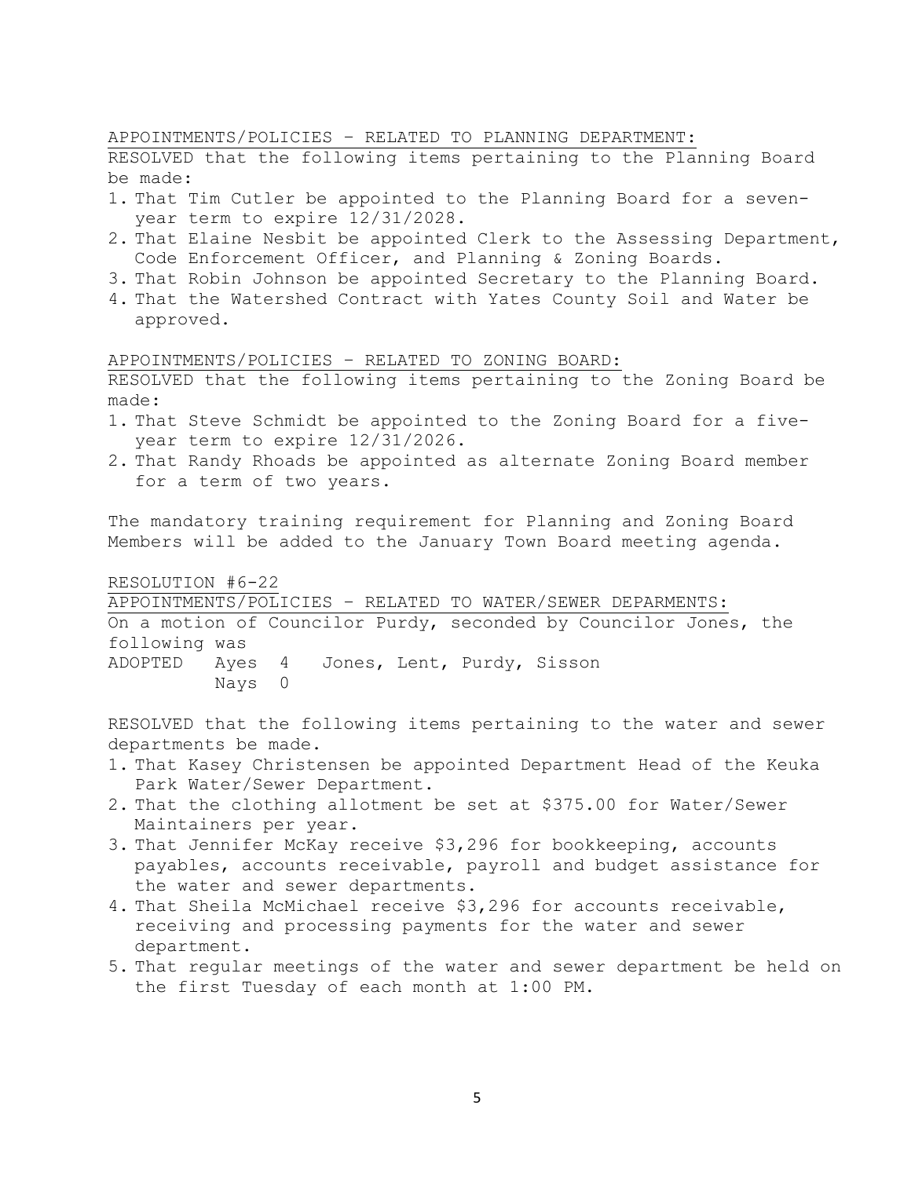APPOINTMENTS/POLICIES – RELATED TO PLANNING DEPARTMENT:

RESOLVED that the following items pertaining to the Planning Board be made:

1. That Tim Cutler be appointed to the Planning Board for a seven-year term to expire 12/31/2028.
2. That Elaine Nesbit be appointed Clerk to the Assessing Department, Code Enforcement Officer, and Planning & Zoning Boards.
3. That Robin Johnson be appointed Secretary to the Planning Board.
4. That the Watershed Contract with Yates County Soil and Water be approved.

APPOINTMENTS/POLICIES – RELATED TO ZONING BOARD:

RESOLVED that the following items pertaining to the Zoning Board be made:

1. That Steve Schmidt be appointed to the Zoning Board for a five-year term to expire 12/31/2026.
2. That Randy Rhoads be appointed as alternate Zoning Board member for a term of two years.

The mandatory training requirement for Planning and Zoning Board Members will be added to the January Town Board meeting agenda.

RESOLUTION #6-22

APPOINTMENTS/POLICIES – RELATED TO WATER/SEWER DEPARMENTS:

On a motion of Councilor Purdy, seconded by Councilor Jones, the following was

ADOPTED Ayes 4 Jones, Lent, Purdy, Sisson
Nays 0

RESOLVED that the following items pertaining to the water and sewer departments be made.

1. That Kasey Christensen be appointed Department Head of the Keuka Park Water/Sewer Department.
2. That the clothing allotment be set at $375.00 for Water/Sewer Maintainers per year.
3. That Jennifer McKay receive $3,296 for bookkeeping, accounts payables, accounts receivable, payroll and budget assistance for the water and sewer departments.
4. That Sheila McMichael receive $3,296 for accounts receivable, receiving and processing payments for the water and sewer department.
5. That regular meetings of the water and sewer department be held on the first Tuesday of each month at 1:00 PM.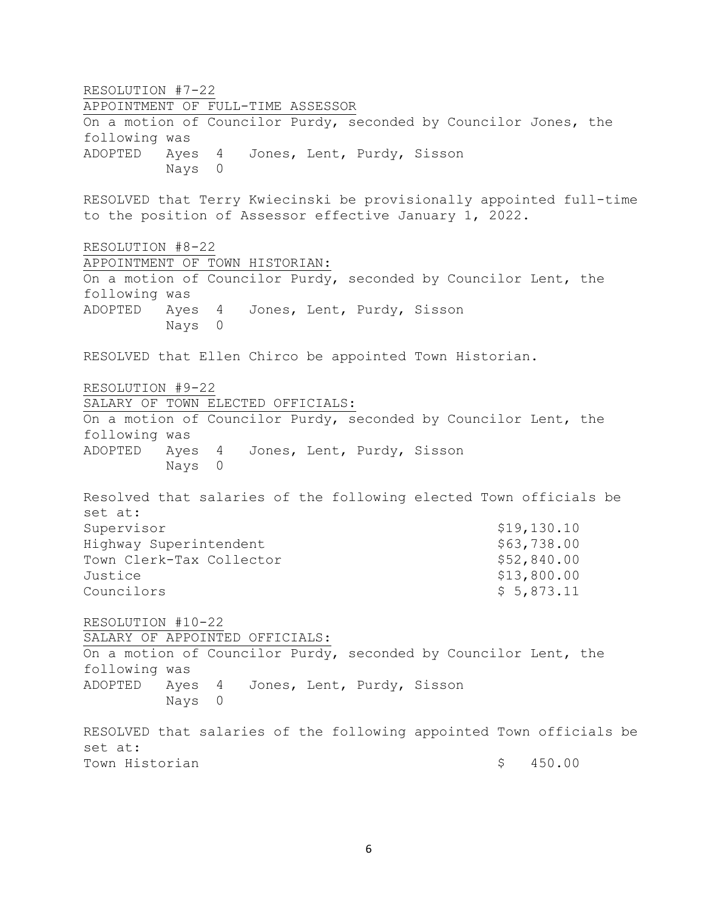RESOLUTION #7-22

APPOINTMENT OF FULL-TIME ASSESSOR

On a motion of Councilor Purdy, seconded by Councilor Jones, the following was

ADOPTED Ayes 4 Jones, Lent, Purdy, Sisson
Nays 0

RESOLVED that Terry Kwiecinski be provisionally appointed full-time to the position of Assessor effective January 1, 2022.

RESOLUTION #8-22

APPOINTMENT OF TOWN HISTORIAN:

On a motion of Councilor Purdy, seconded by Councilor Lent, the following was

ADOPTED Ayes 4 Jones, Lent, Purdy, Sisson
Nays 0

RESOLVED that Ellen Chirco be appointed Town Historian.

RESOLUTION #9-22

SALARY OF TOWN ELECTED OFFICIALS:

On a motion of Councilor Purdy, seconded by Councilor Lent, the following was

ADOPTED Ayes 4 Jones, Lent, Purdy, Sisson
Nays 0

Resolved that salaries of the following elected Town officials be set at:

| | |
|---|---|
| Supervisor | $19,130.10 |
| Highway Superintendent | $63,738.00 |
| Town Clerk-Tax Collector | $52,840.00 |
| Justice | $13,800.00 |
| Councilors | $ 5,873.11 |

RESOLUTION #10-22

SALARY OF APPOINTED OFFICIALS:

On a motion of Councilor Purdy, seconded by Councilor Lent, the following was

ADOPTED Ayes 4 Jones, Lent, Purdy, Sisson
Nays 0

RESOLVED that salaries of the following appointed Town officials be set at:

| | |
|---|---|
| Town Historian | $ 450.00 |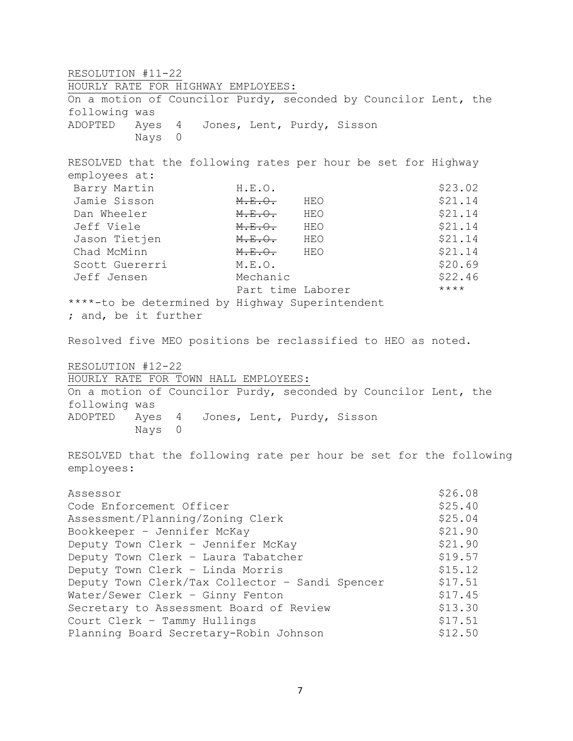RESOLUTION #11-22

HOURLY RATE FOR HIGHWAY EMPLOYEES:

On a motion of Councilor Purdy, seconded by Councilor Lent, the following was

ADOPTED Ayes 4 Jones, Lent, Purdy, Sisson
Nays 0

RESOLVED that the following rates per hour be set for Highway employees at:

| | | |
|---|---|---|
| Barry Martin | H.E.O. | $23.02 |
| Jamie Sisson | ~~M.E.O.~~ HEO | $21.14 |
| Dan Wheeler | ~~M.E.O.~~ HEO | $21.14 |
| Jeff Viele | ~~M.E.O.~~ HEO | $21.14 |
| Jason Tietjen | ~~M.E.O.~~ HEO | $21.14 |
| Chad McMinn | ~~M.E.O.~~ HEO | $21.14 |
| Scott Guererri | M.E.O. | $20.69 |
| Jeff Jensen | Mechanic | $22.46 |
| | Part time Laborer | **** |

****-to be determined by Highway Superintendent
; and, be it further

Resolved five MEO positions be reclassified to HEO as noted.

RESOLUTION #12-22

HOURLY RATE FOR TOWN HALL EMPLOYEES:

On a motion of Councilor Purdy, seconded by Councilor Lent, the following was

ADOPTED Ayes 4 Jones, Lent, Purdy, Sisson
Nays 0

RESOLVED that the following rate per hour be set for the following employees:

| | |
|---|---|
| Assessor | $26.08 |
| Code Enforcement Officer | $25.40 |
| Assessment/Planning/Zoning Clerk | $25.04 |
| Bookkeeper – Jennifer McKay | $21.90 |
| Deputy Town Clerk – Jennifer McKay | $21.90 |
| Deputy Town Clerk – Laura Tabatcher | $19.57 |
| Deputy Town Clerk – Linda Morris | $15.12 |
| Deputy Town Clerk/Tax Collector – Sandi Spencer | $17.51 |
| Water/Sewer Clerk – Ginny Fenton | $17.45 |
| Secretary to Assessment Board of Review | $13.30 |
| Court Clerk – Tammy Hullings | $17.51 |
| Planning Board Secretary-Robin Johnson | $12.50 |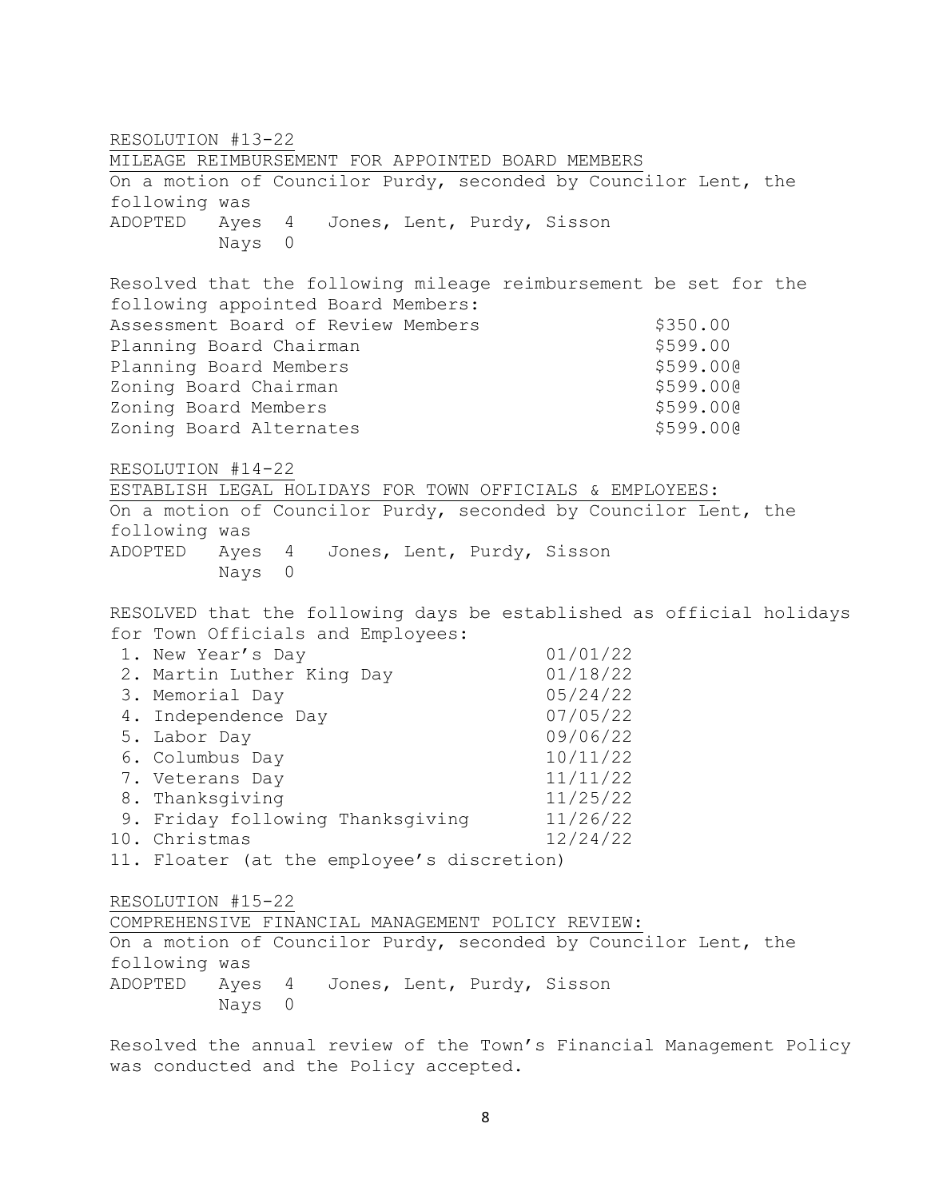RESOLUTION #13-22

MILEAGE REIMBURSEMENT FOR APPOINTED BOARD MEMBERS

On a motion of Councilor Purdy, seconded by Councilor Lent, the following was

ADOPTED Ayes 4 Jones, Lent, Purdy, Sisson
Nays 0

Resolved that the following mileage reimbursement be set for the following appointed Board Members:

| | |
|---|---|
| Assessment Board of Review Members | \$350.00 |
| Planning Board Chairman | \$599.00 |
| Planning Board Members | \$599.00@ |
| Zoning Board Chairman | \$599.00@ |
| Zoning Board Members | \$599.00@ |
| Zoning Board Alternates | \$599.00@ |

RESOLUTION #14-22

ESTABLISH LEGAL HOLIDAYS FOR TOWN OFFICIALS & EMPLOYEES:

On a motion of Councilor Purdy, seconded by Councilor Lent, the following was

ADOPTED Ayes 4 Jones, Lent, Purdy, Sisson
Nays 0

RESOLVED that the following days be established as official holidays for Town Officials and Employees:

1. New Year's Day 01/01/22
2. Martin Luther King Day 01/18/22
3. Memorial Day 05/24/22
4. Independence Day 07/05/22
5. Labor Day 09/06/22
6. Columbus Day 10/11/22
7. Veterans Day 11/11/22
8. Thanksgiving 11/25/22
9. Friday following Thanksgiving 11/26/22
10. Christmas 12/24/22
11. Floater (at the employee's discretion)

RESOLUTION #15-22

COMPREHENSIVE FINANCIAL MANAGEMENT POLICY REVIEW:

On a motion of Councilor Purdy, seconded by Councilor Lent, the following was

ADOPTED Ayes 4 Jones, Lent, Purdy, Sisson
Nays 0

Resolved the annual review of the Town's Financial Management Policy was conducted and the Policy accepted.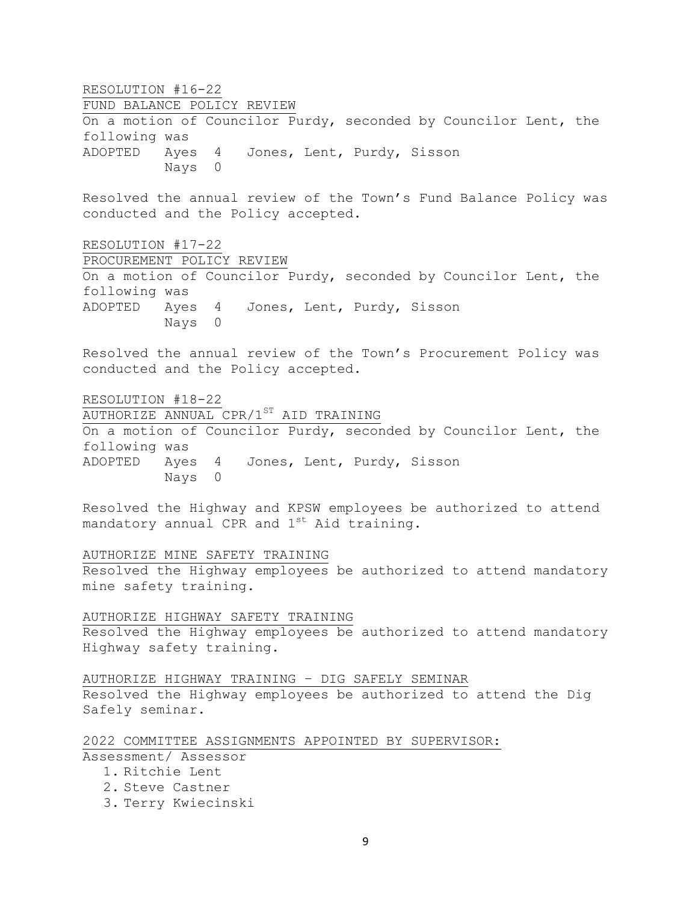RESOLUTION #16-22

FUND BALANCE POLICY REVIEW

On a motion of Councilor Purdy, seconded by Councilor Lent, the following was

ADOPTED Ayes 4 Jones, Lent, Purdy, Sisson
Nays 0

Resolved the annual review of the Town's Fund Balance Policy was conducted and the Policy accepted.

RESOLUTION #17-22

PROCUREMENT POLICY REVIEW

On a motion of Councilor Purdy, seconded by Councilor Lent, the following was

ADOPTED Ayes 4 Jones, Lent, Purdy, Sisson
Nays 0

Resolved the annual review of the Town's Procurement Policy was conducted and the Policy accepted.

RESOLUTION #18-22

AUTHORIZE ANNUAL CPR/1ST AID TRAINING

On a motion of Councilor Purdy, seconded by Councilor Lent, the following was

ADOPTED Ayes 4 Jones, Lent, Purdy, Sisson
Nays 0

Resolved the Highway and KPSW employees be authorized to attend mandatory annual CPR and 1st Aid training.

AUTHORIZE MINE SAFETY TRAINING

Resolved the Highway employees be authorized to attend mandatory mine safety training.

AUTHORIZE HIGHWAY SAFETY TRAINING

Resolved the Highway employees be authorized to attend mandatory Highway safety training.

AUTHORIZE HIGHWAY TRAINING – DIG SAFELY SEMINAR

Resolved the Highway employees be authorized to attend the Dig Safely seminar.

2022 COMMITTEE ASSIGNMENTS APPOINTED BY SUPERVISOR:

Assessment/ Assessor

1. Ritchie Lent
2. Steve Castner
3. Terry Kwiecinski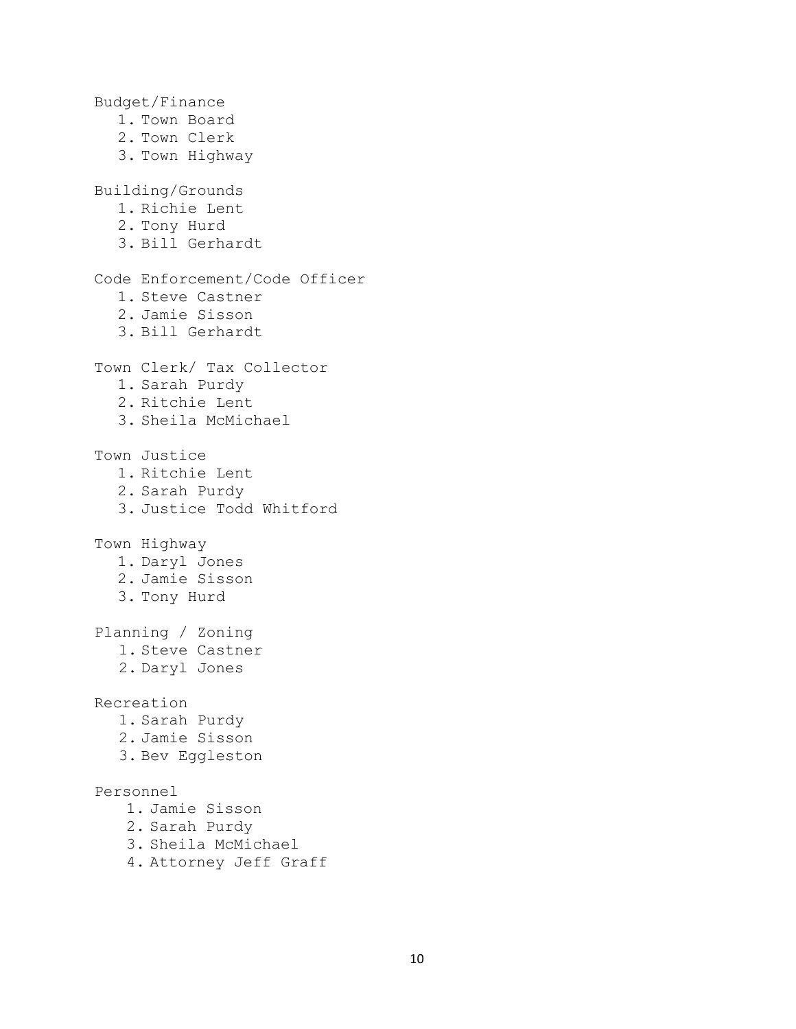Budget/Finance

1. Town Board
2. Town Clerk
3. Town Highway

Building/Grounds

1. Richie Lent
2. Tony Hurd
3. Bill Gerhardt

Code Enforcement/Code Officer

1. Steve Castner
2. Jamie Sisson
3. Bill Gerhardt

Town Clerk/ Tax Collector

1. Sarah Purdy
2. Ritchie Lent
3. Sheila McMichael

Town Justice

1. Ritchie Lent
2. Sarah Purdy
3. Justice Todd Whitford

Town Highway

1. Daryl Jones
2. Jamie Sisson
3. Tony Hurd

Planning / Zoning

1. Steve Castner
2. Daryl Jones

Recreation

1. Sarah Purdy
2. Jamie Sisson
3. Bev Eggleston

Personnel

1. Jamie Sisson
2. Sarah Purdy
3. Sheila McMichael
4. Attorney Jeff Graff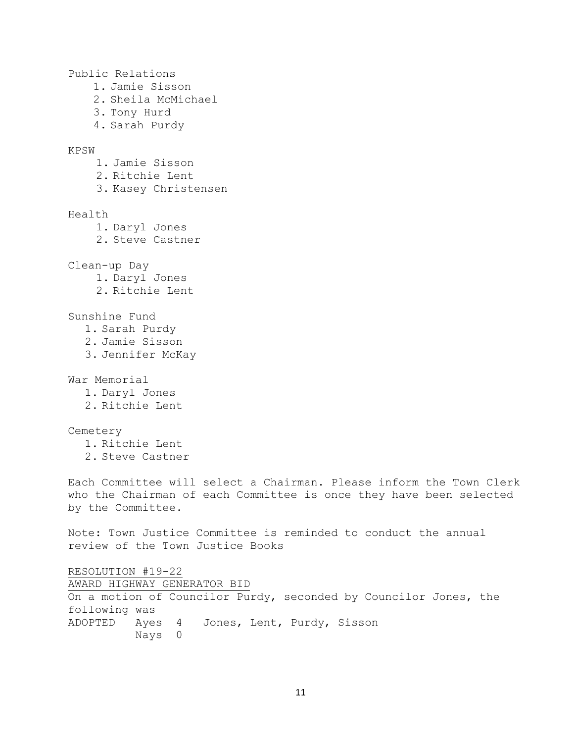Public Relations

1. Jamie Sisson
2. Sheila McMichael
3. Tony Hurd
4. Sarah Purdy

KPSW

1. Jamie Sisson
2. Ritchie Lent
3. Kasey Christensen

Health

1. Daryl Jones
2. Steve Castner

Clean-up Day

1. Daryl Jones
2. Ritchie Lent

Sunshine Fund

1. Sarah Purdy
2. Jamie Sisson
3. Jennifer McKay

War Memorial

1. Daryl Jones
2. Ritchie Lent

Cemetery

1. Ritchie Lent
2. Steve Castner

Each Committee will select a Chairman. Please inform the Town Clerk who the Chairman of each Committee is once they have been selected by the Committee.

Note: Town Justice Committee is reminded to conduct the annual review of the Town Justice Books

RESOLUTION #19-22
AWARD HIGHWAY GENERATOR BID
On a motion of Councilor Purdy, seconded by Councilor Jones, the following was
ADOPTED Ayes 4 Jones, Lent, Purdy, Sisson
Nays 0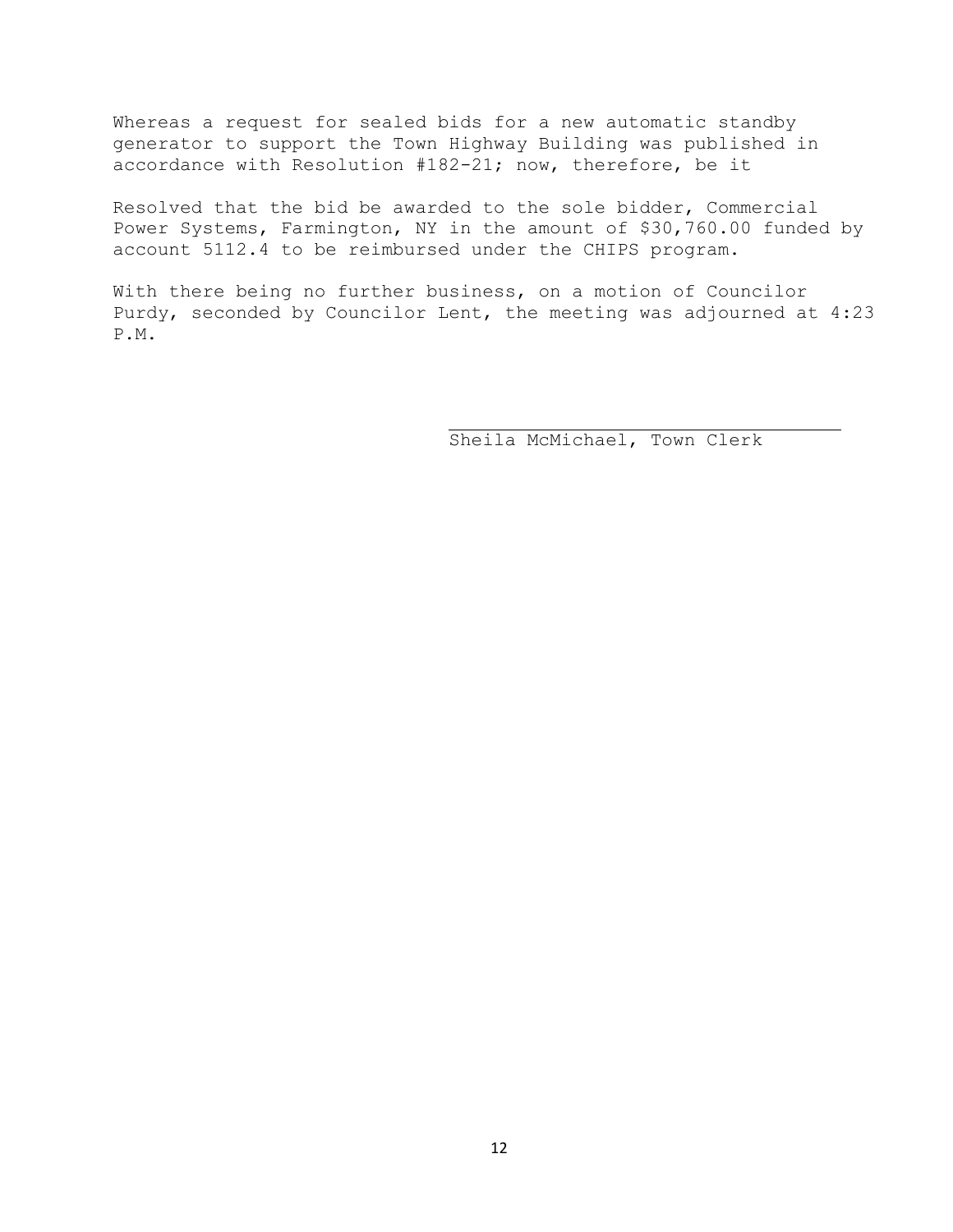Whereas a request for sealed bids for a new automatic standby generator to support the Town Highway Building was published in accordance with Resolution #182-21; now, therefore, be it

Resolved that the bid be awarded to the sole bidder, Commercial Power Systems, Farmington, NY in the amount of $30,760.00 funded by account 5112.4 to be reimbursed under the CHIPS program.

With there being no further business, on a motion of Councilor Purdy, seconded by Councilor Lent, the meeting was adjourned at 4:23 P.M.

Sheila McMichael, Town Clerk